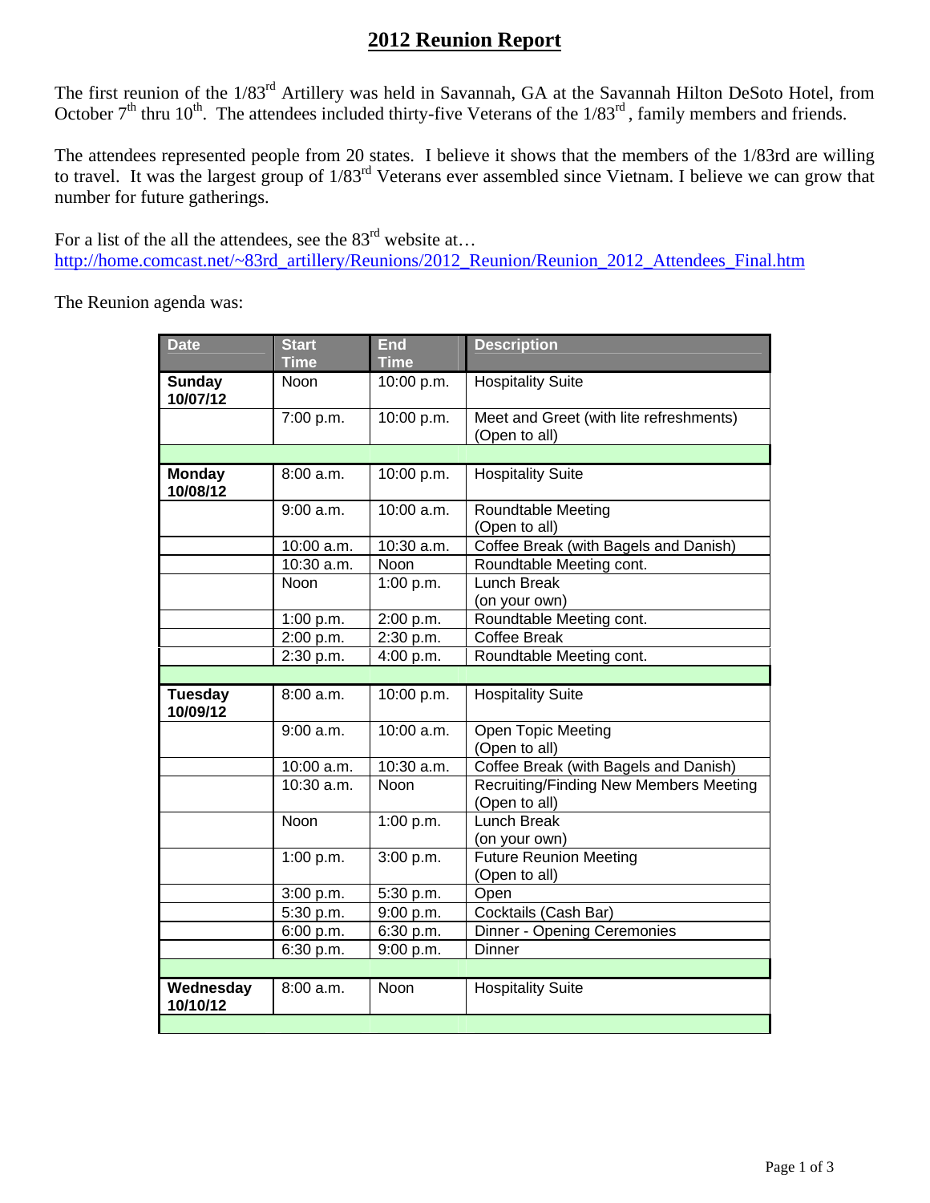# 2012 Reunion Report

The first reunion of the 1/83rd Artillery was held in Savannah, GA at the Savannah Hilton DeSoto Hotel, from October 7th thru 10th. The attendees included thirty-five Veterans of the 1/83rd, family members and friends.

The attendees represented people from 20 states. I believe it shows that the members of the 1/83rd are willing to travel. It was the largest group of 1/83rd Veterans ever assembled since Vietnam. I believe we can grow that number for future gatherings.

For a list of the all the attendees, see the 83rd website at…
http://home.comcast.net/~83rd_artillery/Reunions/2012_Reunion/Reunion_2012_Attendees_Final.htm

The Reunion agenda was:

| Date | Start Time | End Time | Description |
|---|---|---|---|
| **Sunday 10/07/12** | Noon | 10:00 p.m. | Hospitality Suite |
| | 7:00 p.m. | 10:00 p.m. | Meet and Greet (with lite refreshments) (Open to all) |
| | | | |
| **Monday 10/08/12** | 8:00 a.m. | 10:00 p.m. | Hospitality Suite |
| | 9:00 a.m. | 10:00 a.m. | Roundtable Meeting (Open to all) |
| | 10:00 a.m. | 10:30 a.m. | Coffee Break (with Bagels and Danish) |
| | 10:30 a.m. | Noon | Roundtable Meeting cont. |
| | Noon | 1:00 p.m. | Lunch Break (on your own) |
| | 1:00 p.m. | 2:00 p.m. | Roundtable Meeting cont. |
| | 2:00 p.m. | 2:30 p.m. | Coffee Break |
| | 2:30 p.m. | 4:00 p.m. | Roundtable Meeting cont. |
| | | | |
| **Tuesday 10/09/12** | 8:00 a.m. | 10:00 p.m. | Hospitality Suite |
| | 9:00 a.m. | 10:00 a.m. | Open Topic Meeting (Open to all) |
| | 10:00 a.m. | 10:30 a.m. | Coffee Break (with Bagels and Danish) |
| | 10:30 a.m. | Noon | Recruiting/Finding New Members Meeting (Open to all) |
| | Noon | 1:00 p.m. | Lunch Break (on your own) |
| | 1:00 p.m. | 3:00 p.m. | Future Reunion Meeting (Open to all) |
| | 3:00 p.m. | 5:30 p.m. | Open |
| | 5:30 p.m. | 9:00 p.m. | Cocktails (Cash Bar) |
| | 6:00 p.m. | 6:30 p.m. | Dinner - Opening Ceremonies |
| | 6:30 p.m. | 9:00 p.m. | Dinner |
| | | | |
| **Wednesday 10/10/12** | 8:00 a.m. | Noon | Hospitality Suite |
| | | | |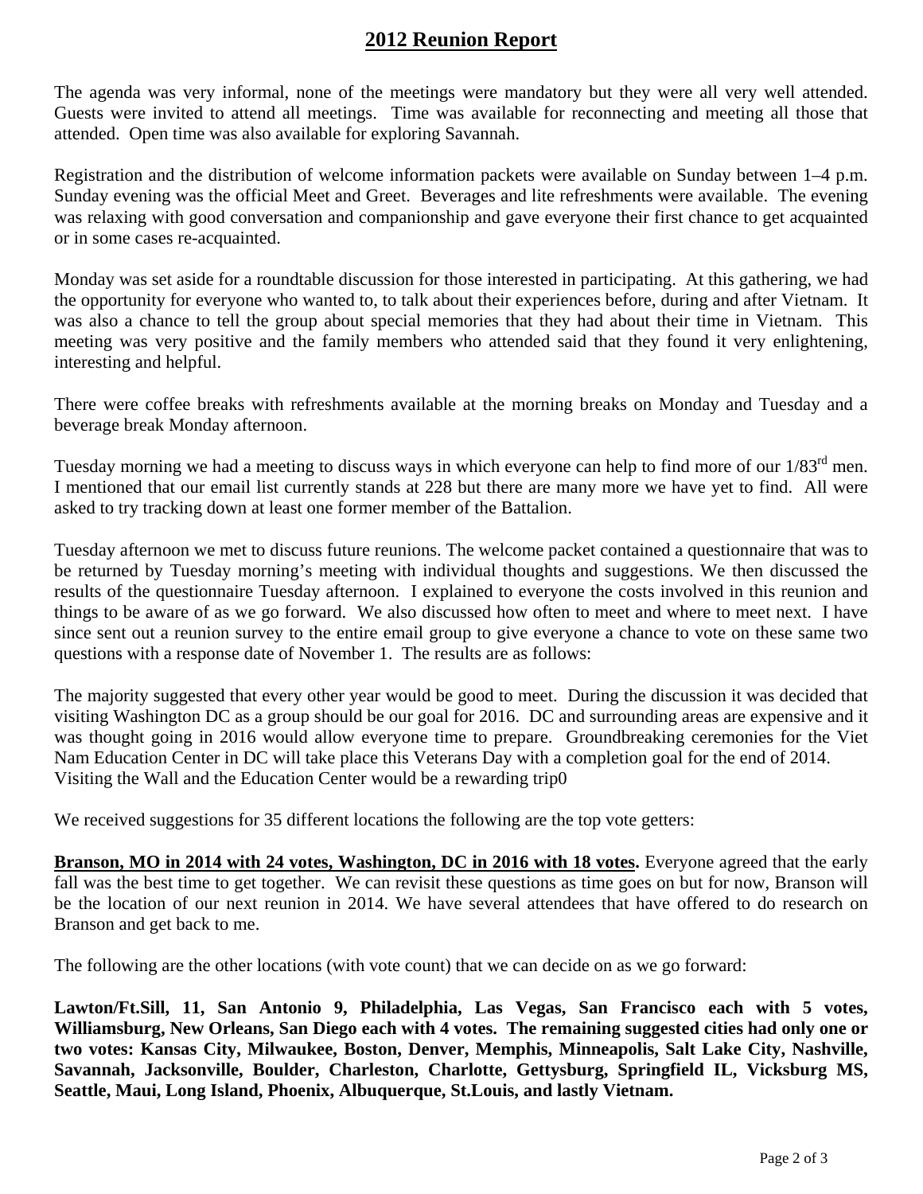## 2012 Reunion Report

The agenda was very informal, none of the meetings were mandatory but they were all very well attended. Guests were invited to attend all meetings. Time was available for reconnecting and meeting all those that attended. Open time was also available for exploring Savannah.

Registration and the distribution of welcome information packets were available on Sunday between 1–4 p.m. Sunday evening was the official Meet and Greet. Beverages and lite refreshments were available. The evening was relaxing with good conversation and companionship and gave everyone their first chance to get acquainted or in some cases re-acquainted.

Monday was set aside for a roundtable discussion for those interested in participating. At this gathering, we had the opportunity for everyone who wanted to, to talk about their experiences before, during and after Vietnam. It was also a chance to tell the group about special memories that they had about their time in Vietnam. This meeting was very positive and the family members who attended said that they found it very enlightening, interesting and helpful.

There were coffee breaks with refreshments available at the morning breaks on Monday and Tuesday and a beverage break Monday afternoon.

Tuesday morning we had a meeting to discuss ways in which everyone can help to find more of our 1/83rd men. I mentioned that our email list currently stands at 228 but there are many more we have yet to find. All were asked to try tracking down at least one former member of the Battalion.

Tuesday afternoon we met to discuss future reunions. The welcome packet contained a questionnaire that was to be returned by Tuesday morning's meeting with individual thoughts and suggestions. We then discussed the results of the questionnaire Tuesday afternoon. I explained to everyone the costs involved in this reunion and things to be aware of as we go forward. We also discussed how often to meet and where to meet next. I have since sent out a reunion survey to the entire email group to give everyone a chance to vote on these same two questions with a response date of November 1. The results are as follows:

The majority suggested that every other year would be good to meet. During the discussion it was decided that visiting Washington DC as a group should be our goal for 2016. DC and surrounding areas are expensive and it was thought going in 2016 would allow everyone time to prepare. Groundbreaking ceremonies for the Viet Nam Education Center in DC will take place this Veterans Day with a completion goal for the end of 2014. Visiting the Wall and the Education Center would be a rewarding trip0

We received suggestions for 35 different locations the following are the top vote getters:

**Branson, MO in 2014 with 24 votes, Washington, DC in 2016 with 18 votes.** Everyone agreed that the early fall was the best time to get together. We can revisit these questions as time goes on but for now, Branson will be the location of our next reunion in 2014. We have several attendees that have offered to do research on Branson and get back to me.

The following are the other locations (with vote count) that we can decide on as we go forward:

**Lawton/Ft.Sill, 11, San Antonio 9, Philadelphia, Las Vegas, San Francisco each with 5 votes, Williamsburg, New Orleans, San Diego each with 4 votes. The remaining suggested cities had only one or two votes: Kansas City, Milwaukee, Boston, Denver, Memphis, Minneapolis, Salt Lake City, Nashville, Savannah, Jacksonville, Boulder, Charleston, Charlotte, Gettysburg, Springfield IL, Vicksburg MS, Seattle, Maui, Long Island, Phoenix, Albuquerque, St.Louis, and lastly Vietnam.**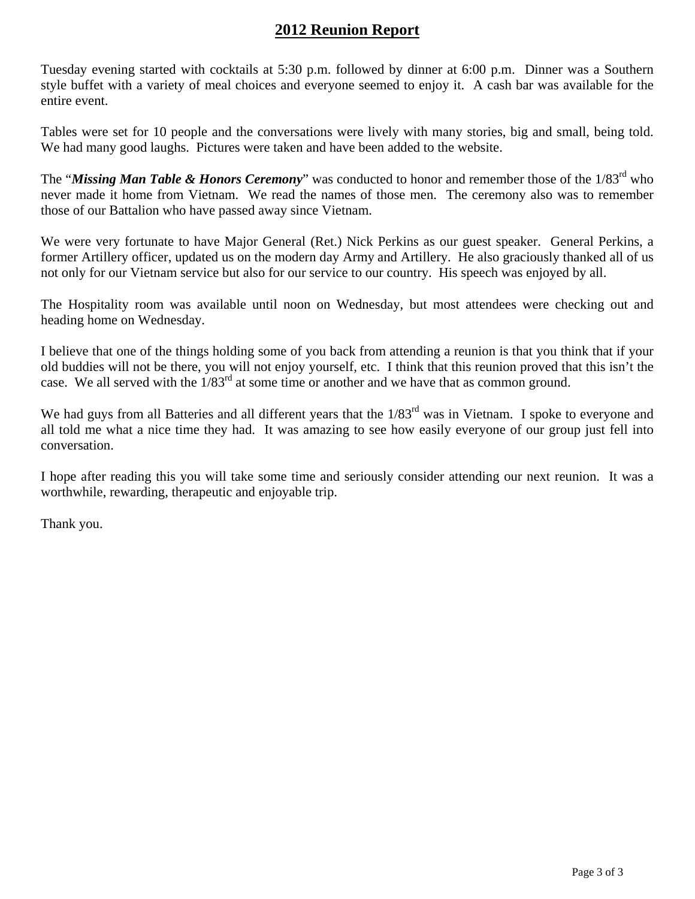## 2012 Reunion Report

Tuesday evening started with cocktails at 5:30 p.m. followed by dinner at 6:00 p.m. Dinner was a Southern style buffet with a variety of meal choices and everyone seemed to enjoy it. A cash bar was available for the entire event.

Tables were set for 10 people and the conversations were lively with many stories, big and small, being told. We had many good laughs. Pictures were taken and have been added to the website.

The "***Missing Man Table & Honors Ceremony***" was conducted to honor and remember those of the 1/83rd who never made it home from Vietnam. We read the names of those men. The ceremony also was to remember those of our Battalion who have passed away since Vietnam.

We were very fortunate to have Major General (Ret.) Nick Perkins as our guest speaker. General Perkins, a former Artillery officer, updated us on the modern day Army and Artillery. He also graciously thanked all of us not only for our Vietnam service but also for our service to our country. His speech was enjoyed by all.

The Hospitality room was available until noon on Wednesday, but most attendees were checking out and heading home on Wednesday.

I believe that one of the things holding some of you back from attending a reunion is that you think that if your old buddies will not be there, you will not enjoy yourself, etc. I think that this reunion proved that this isn't the case. We all served with the 1/83rd at some time or another and we have that as common ground.

We had guys from all Batteries and all different years that the 1/83rd was in Vietnam. I spoke to everyone and all told me what a nice time they had. It was amazing to see how easily everyone of our group just fell into conversation.

I hope after reading this you will take some time and seriously consider attending our next reunion. It was a worthwhile, rewarding, therapeutic and enjoyable trip.

Thank you.